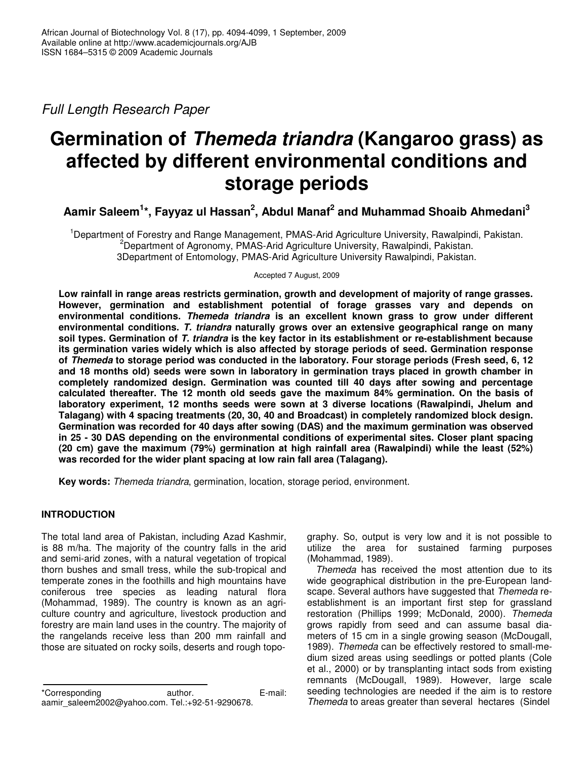*Full Length Research Paper*

# Germination of *Themeda triandra* (Kangaroo grass) as affected by different environmental conditions and storage periods

**Aamir Saleem[1]*, Fayyaz ul Hassan[2], Abdul Manaf[2] and Muhammad Shoaib Ahmedani[3]**

[1]Department of Forestry and Range Management, PMAS-Arid Agriculture University, Rawalpindi, Pakistan.
[2]Department of Agronomy, PMAS-Arid Agriculture University, Rawalpindi, Pakistan.
3Department of Entomology, PMAS-Arid Agriculture University Rawalpindi, Pakistan.

Accepted 7 August, 2009

**Low rainfall in range areas restricts germination, growth and development of majority of range grasses. However, germination and establishment potential of forage grasses vary and depends on environmental conditions. *Themeda triandra* is an excellent known grass to grow under different environmental conditions. *T. triandra* naturally grows over an extensive geographical range on many soil types. Germination of *T. triandra* is the key factor in its establishment or re-establishment because its germination varies widely which is also affected by storage periods of seed. Germination response of *Themeda* to storage period was conducted in the laboratory. Four storage periods (Fresh seed, 6, 12 and 18 months old) seeds were sown in laboratory in germination trays placed in growth chamber in completely randomized design. Germination was counted till 40 days after sowing and percentage calculated thereafter. The 12 month old seeds gave the maximum 84% germination. On the basis of laboratory experiment, 12 months seeds were sown at 3 diverse locations (Rawalpindi, Jhelum and Talagang) with 4 spacing treatments (20, 30, 40 and Broadcast) in completely randomized block design. Germination was recorded for 40 days after sowing (DAS) and the maximum germination was observed in 25 - 30 DAS depending on the environmental conditions of experimental sites. Closer plant spacing (20 cm) gave the maximum (79%) germination at high rainfall area (Rawalpindi) while the least (52%) was recorded for the wider plant spacing at low rain fall area (Talagang).**

**Key words:** *Themeda triandra*, germination, location, storage period, environment.

## INTRODUCTION

The total land area of Pakistan, including Azad Kashmir, is 88 m/ha. The majority of the country falls in the arid and semi-arid zones, with a natural vegetation of tropical thorn bushes and small tress, while the sub-tropical and temperate zones in the foothills and high mountains have coniferous tree species as leading natural flora (Mohammad, 1989). The country is known as an agriculture country and agriculture, livestock production and forestry are main land uses in the country. The majority of the rangelands receive less than 200 mm rainfall and those are situated on rocky soils, deserts and rough topography. So, output is very low and it is not possible to utilize the area for sustained farming purposes (Mohammad, 1989).

*Themeda* has received the most attention due to its wide geographical distribution in the pre-European landscape. Several authors have suggested that *Themeda* re-establishment is an important first step for grassland restoration (Phillips 1999; McDonald, 2000). *Themeda* grows rapidly from seed and can assume basal diameters of 15 cm in a single growing season (McDougall, 1989). *Themeda* can be effectively restored to small-medium sized areas using seedlings or potted plants (Cole et al., 2000) or by transplanting intact sods from existing remnants (McDougall, 1989). However, large scale seeding technologies are needed if the aim is to restore *Themeda* to areas greater than several hectares (Sindel

*Corresponding author. E-mail: aamir_saleem2002@yahoo.com. Tel.:+92-51-9290678.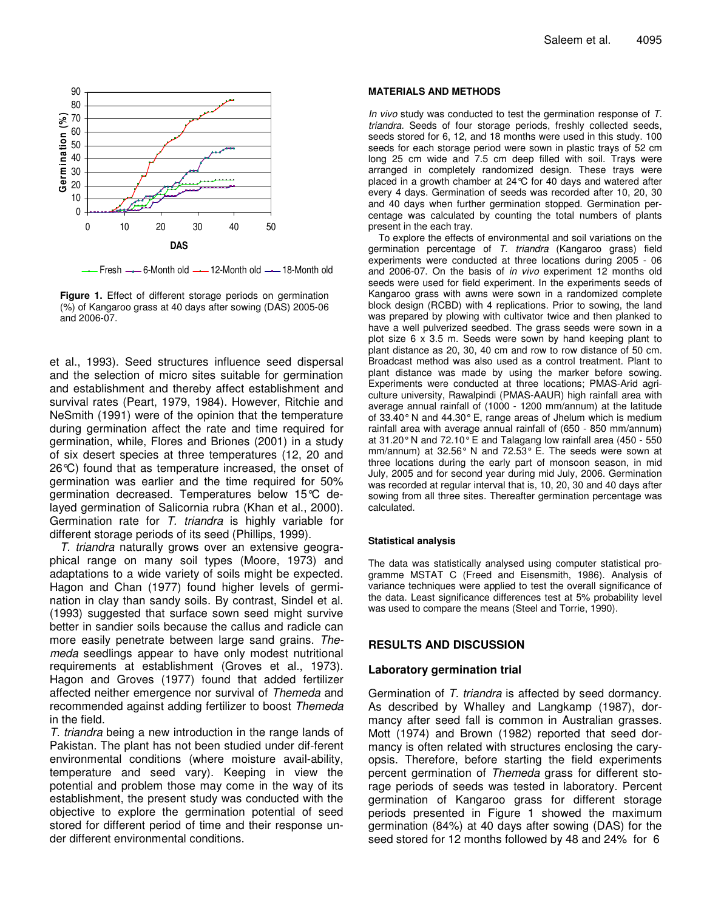Figure 1. Effect of different storage periods on germination (%) of Kangaroo grass at 40 days after sowing (DAS) 2005-06 and 2006-07.

et al., 1993). Seed structures influence seed dispersal and the selection of micro sites suitable for germination and establishment and thereby affect establishment and survival rates (Peart, 1979, 1984). However, Ritchie and NeSmith (1991) were of the opinion that the temperature during germination affect the rate and time required for germination, while, Flores and Briones (2001) in a study of six desert species at three temperatures (12, 20 and 26℃) found that as temperature increased, the onset of germination was earlier and the time required for 50% germination decreased. Temperatures below 15℃ delayed germination of Salicornia rubra (Khan et al., 2000). Germination rate for *T. triandra* is highly variable for different storage periods of its seed (Phillips, 1999).

*T. triandra* naturally grows over an extensive geographical range on many soil types (Moore, 1973) and adaptations to a wide variety of soils might be expected. Hagon and Chan (1977) found higher levels of germination in clay than sandy soils. By contrast, Sindel et al. (1993) suggested that surface sown seed might survive better in sandier soils because the callus and radicle can more easily penetrate between large sand grains. *Themeda* seedlings appear to have only modest nutritional requirements at establishment (Groves et al., 1973). Hagon and Groves (1977) found that added fertilizer affected neither emergence nor survival of *Themeda* and recommended against adding fertilizer to boost *Themeda* in the field.

*T. triandra* being a new introduction in the range lands of Pakistan. The plant has not been studied under dif-ferent environmental conditions (where moisture avail-ability, temperature and seed vary). Keeping in view the potential and problem those may come in the way of its establishment, the present study was conducted with the objective to explore the germination potential of seed stored for different period of time and their response under different environmental conditions.

## MATERIALS AND METHODS

*In vivo* study was conducted to test the germination response of *T. triandra.* Seeds of four storage periods, freshly collected seeds, seeds stored for 6, 12, and 18 months were used in this study. 100 seeds for each storage period were sown in plastic trays of 52 cm long 25 cm wide and 7.5 cm deep filled with soil. Trays were arranged in completely randomized design. These trays were placed in a growth chamber at 24℃ for 40 days and watered after every 4 days. Germination of seeds was recorded after 10, 20, 30 and 40 days when further germination stopped. Germination percentage was calculated by counting the total numbers of plants present in the each tray.

To explore the effects of environmental and soil variations on the germination percentage of *T. triandra* (Kangaroo grass) field experiments were conducted at three locations during 2005 - 06 and 2006-07. On the basis of *in vivo* experiment 12 months old seeds were used for field experiment. In the experiments seeds of Kangaroo grass with awns were sown in a randomized complete block design (RCBD) with 4 replications. Prior to sowing, the land was prepared by plowing with cultivator twice and then planked to have a well pulverized seedbed. The grass seeds were sown in a plot size 6 x 3.5 m. Seeds were sown by hand keeping plant to plant distance as 20, 30, 40 cm and row to row distance of 50 cm. Broadcast method was also used as a control treatment. Plant to plant distance was made by using the marker before sowing. Experiments were conducted at three locations; PMAS-Arid agriculture university, Rawalpindi (PMAS-AAUR) high rainfall area with average annual rainfall of (1000 - 1200 mm/annum) at the latitude of 33.40° N and 44.30° E, range areas of Jhelum which is medium rainfall area with average annual rainfall of (650 - 850 mm/annum) at 31.20° N and 72.10° E and Talagang low rainfall area (450 - 550 mm/annum) at 32.56° N and 72.53° E. The seeds were sown at three locations during the early part of monsoon season, in mid July, 2005 and for second year during mid July, 2006. Germination was recorded at regular interval that is, 10, 20, 30 and 40 days after sowing from all three sites. Thereafter germination percentage was calculated.

### Statistical analysis

The data was statistically analysed using computer statistical programme MSTAT C (Freed and Eisensmith, 1986). Analysis of variance techniques were applied to test the overall significance of the data. Least significance differences test at 5% probability level was used to compare the means (Steel and Torrie, 1990).

## RESULTS AND DISCUSSION

### Laboratory germination trial

Germination of *T. triandra* is affected by seed dormancy. As described by Whalley and Langkamp (1987), dormancy after seed fall is common in Australian grasses. Mott (1974) and Brown (1982) reported that seed dormancy is often related with structures enclosing the caryopsis. Therefore, before starting the field experiments percent germination of *Themeda* grass for different storage periods of seeds was tested in laboratory. Percent germination of Kangaroo grass for different storage periods presented in Figure 1 showed the maximum germination (84%) at 40 days after sowing (DAS) for the seed stored for 12 months followed by 48 and 24% for 6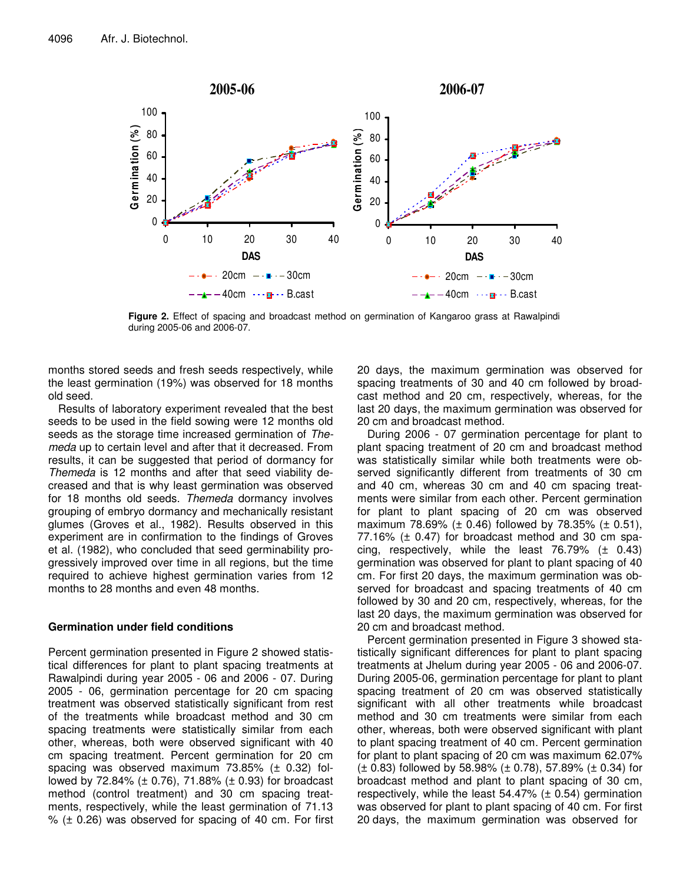**Figure 2.** Effect of spacing and broadcast method on germination of Kangaroo grass at Rawalpindi during 2005-06 and 2006-07.

months stored seeds and fresh seeds respectively, while the least germination (19%) was observed for 18 months old seed.

Results of laboratory experiment revealed that the best seeds to be used in the field sowing were 12 months old seeds as the storage time increased germination of *Themeda* up to certain level and after that it decreased. From results, it can be suggested that period of dormancy for *Themeda* is 12 months and after that seed viability decreased and that is why least germination was observed for 18 months old seeds. *Themeda* dormancy involves grouping of embryo dormancy and mechanically resistant glumes (Groves et al., 1982). Results observed in this experiment are in confirmation to the findings of Groves et al. (1982), who concluded that seed germinability progressively improved over time in all regions, but the time required to achieve highest germination varies from 12 months to 28 months and even 48 months.

### Germination under field conditions

Percent germination presented in Figure 2 showed statistical differences for plant to plant spacing treatments at Rawalpindi during year 2005 - 06 and 2006 - 07. During 2005 - 06, germination percentage for 20 cm spacing treatment was observed statistically significant from rest of the treatments while broadcast method and 30 cm spacing treatments were statistically similar from each other, whereas, both were observed significant with 40 cm spacing treatment. Percent germination for 20 cm spacing was observed maximum 73.85% (± 0.32) followed by 72.84% (± 0.76), 71.88% (± 0.93) for broadcast method (control treatment) and 30 cm spacing treatments, respectively, while the least germination of 71.13 % (± 0.26) was observed for spacing of 40 cm. For first 20 days, the maximum germination was observed for spacing treatments of 30 and 40 cm followed by broadcast method and 20 cm, respectively, whereas, for the last 20 days, the maximum germination was observed for 20 cm and broadcast method.

During 2006 - 07 germination percentage for plant to plant spacing treatment of 20 cm and broadcast method was statistically similar while both treatments were observed significantly different from treatments of 30 cm and 40 cm, whereas 30 cm and 40 cm spacing treatments were similar from each other. Percent germination for plant to plant spacing of 20 cm was observed maximum 78.69% (± 0.46) followed by 78.35% (± 0.51), 77.16% (± 0.47) for broadcast method and 30 cm spacing, respectively, while the least 76.79% (± 0.43) germination was observed for plant to plant spacing of 40 cm. For first 20 days, the maximum germination was observed for broadcast and spacing treatments of 40 cm followed by 30 and 20 cm, respectively, whereas, for the last 20 days, the maximum germination was observed for 20 cm and broadcast method.

Percent germination presented in Figure 3 showed statistically significant differences for plant to plant spacing treatments at Jhelum during year 2005 - 06 and 2006-07. During 2005-06, germination percentage for plant to plant spacing treatment of 20 cm was observed statistically significant with all other treatments while broadcast method and 30 cm treatments were similar from each other, whereas, both were observed significant with plant to plant spacing treatment of 40 cm. Percent germination for plant to plant spacing of 20 cm was maximum 62.07% (± 0.83) followed by 58.98% (± 0.78), 57.89% (± 0.34) for broadcast method and plant to plant spacing of 30 cm, respectively, while the least 54.47% (± 0.54) germination was observed for plant to plant spacing of 40 cm. For first 20 days, the maximum germination was observed for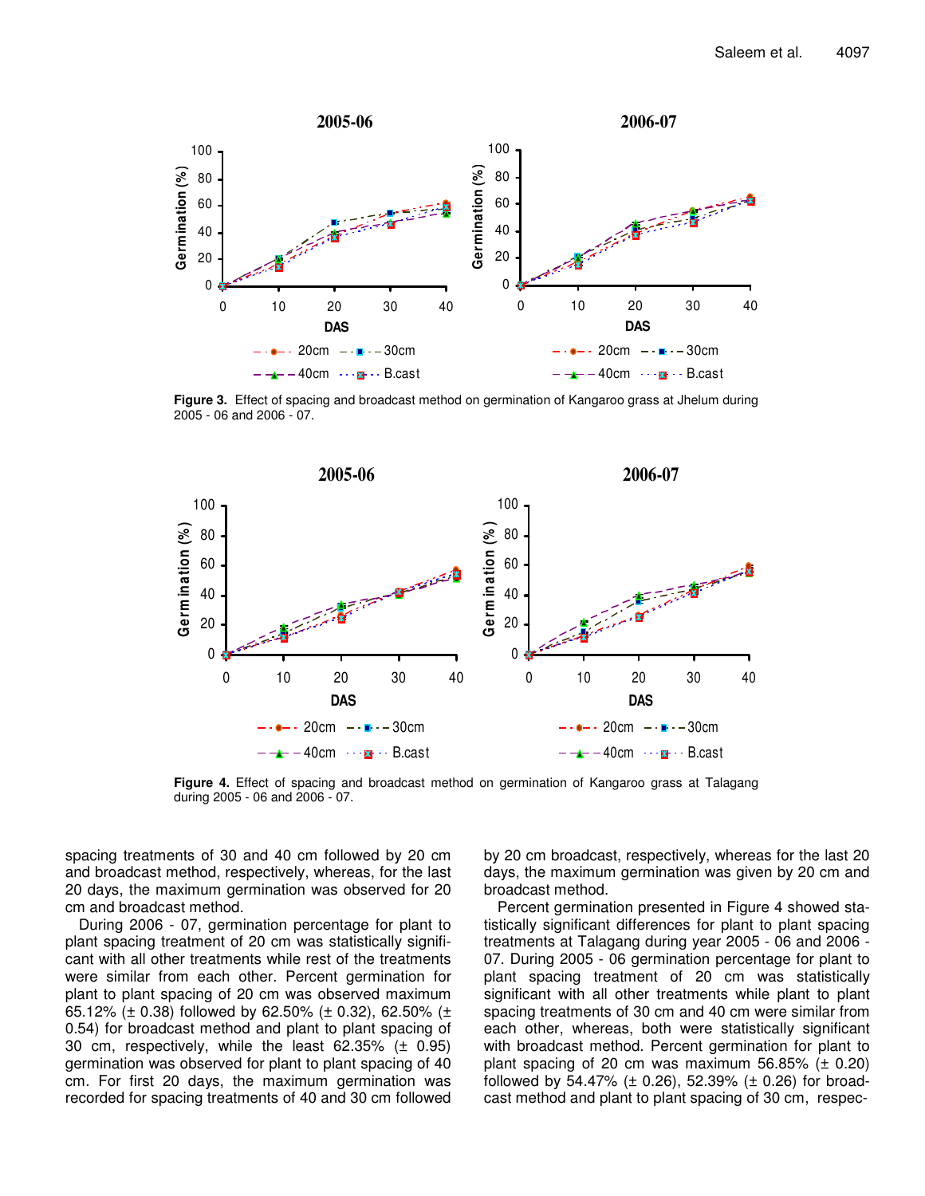Figure 3. Effect of spacing and broadcast method on germination of Kangaroo grass at Jhelum during 2005 - 06 and 2006 - 07.

Figure 4. Effect of spacing and broadcast method on germination of Kangaroo grass at Talagang during 2005 - 06 and 2006 - 07.

spacing treatments of 30 and 40 cm followed by 20 cm and broadcast method, respectively, whereas, for the last 20 days, the maximum germination was observed for 20 cm and broadcast method.

During 2006 - 07, germination percentage for plant to plant spacing treatment of 20 cm was statistically significant with all other treatments while rest of the treatments were similar from each other. Percent germination for plant to plant spacing of 20 cm was observed maximum 65.12% (± 0.38) followed by 62.50% (± 0.32), 62.50% (± 0.54) for broadcast method and plant to plant spacing of 30 cm, respectively, while the least 62.35% (± 0.95) germination was observed for plant to plant spacing of 40 cm. For first 20 days, the maximum germination was recorded for spacing treatments of 40 and 30 cm followed by 20 cm broadcast, respectively, whereas for the last 20 days, the maximum germination was given by 20 cm and broadcast method.

Percent germination presented in Figure 4 showed statistically significant differences for plant to plant spacing treatments at Talagang during year 2005 - 06 and 2006 - 07. During 2005 - 06 germination percentage for plant to plant spacing treatment of 20 cm was statistically significant with all other treatments while plant to plant spacing treatments of 30 cm and 40 cm were similar from each other, whereas, both were statistically significant with broadcast method. Percent germination for plant to plant spacing of 20 cm was maximum 56.85% (± 0.20) followed by 54.47% (± 0.26), 52.39% (± 0.26) for broadcast method and plant to plant spacing of 30 cm, respec-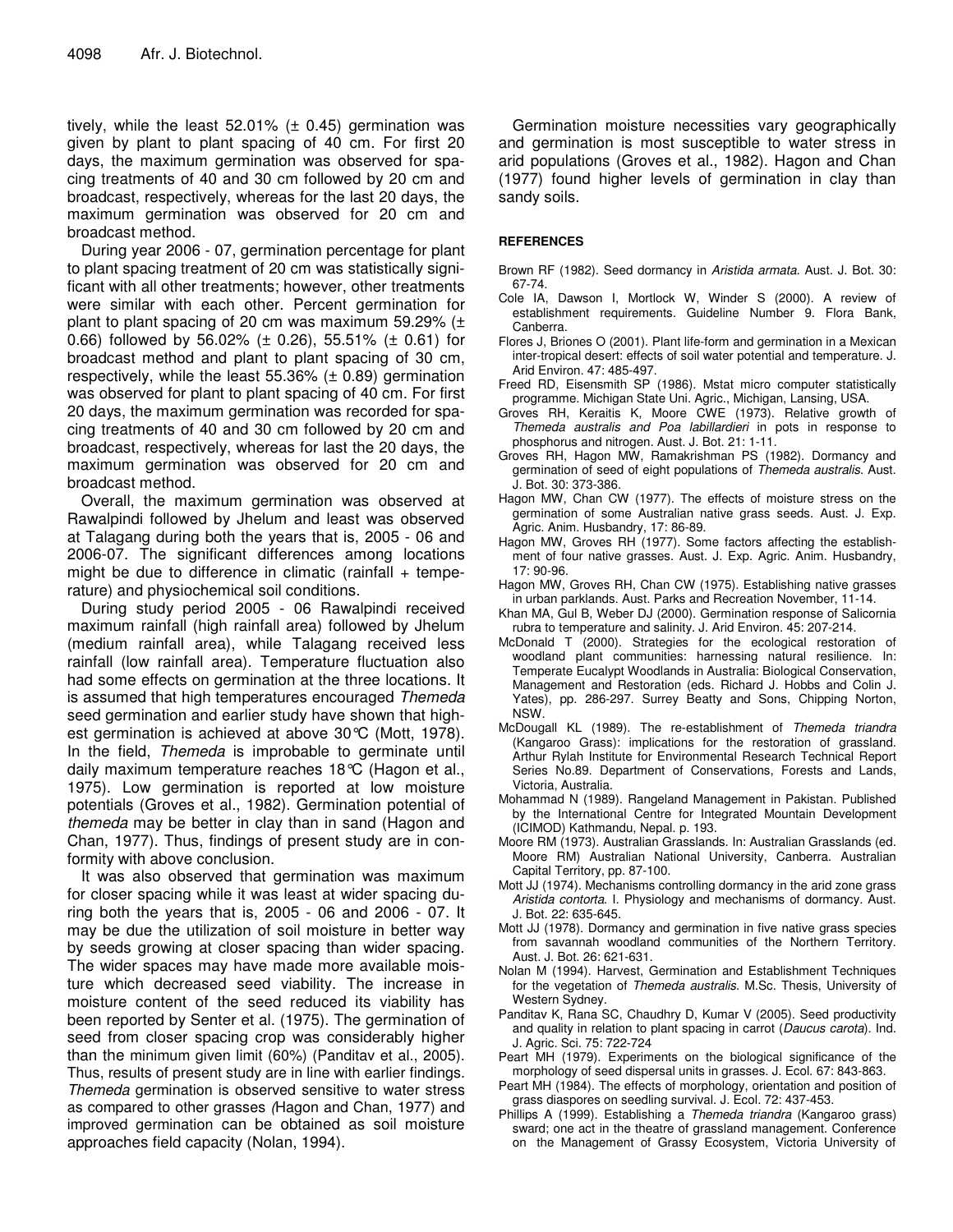tively, while the least 52.01% (± 0.45) germination was given by plant to plant spacing of 40 cm. For first 20 days, the maximum germination was observed for spacing treatments of 40 and 30 cm followed by 20 cm and broadcast, respectively, whereas for the last 20 days, the maximum germination was observed for 20 cm and broadcast method.

During year 2006 - 07, germination percentage for plant to plant spacing treatment of 20 cm was statistically significant with all other treatments; however, other treatments were similar with each other. Percent germination for plant to plant spacing of 20 cm was maximum 59.29% (± 0.66) followed by 56.02% (± 0.26), 55.51% (± 0.61) for broadcast method and plant to plant spacing of 30 cm, respectively, while the least 55.36% (± 0.89) germination was observed for plant to plant spacing of 40 cm. For first 20 days, the maximum germination was recorded for spacing treatments of 40 and 30 cm followed by 20 cm and broadcast, respectively, whereas for last the 20 days, the maximum germination was observed for 20 cm and broadcast method.

Overall, the maximum germination was observed at Rawalpindi followed by Jhelum and least was observed at Talagang during both the years that is, 2005 - 06 and 2006-07. The significant differences among locations might be due to difference in climatic (rainfall + temperature) and physiochemical soil conditions.

During study period 2005 - 06 Rawalpindi received maximum rainfall (high rainfall area) followed by Jhelum (medium rainfall area), while Talagang received less rainfall (low rainfall area). Temperature fluctuation also had some effects on germination at the three locations. It is assumed that high temperatures encouraged *Themeda* seed germination and earlier study have shown that highest germination is achieved at above 30°C (Mott, 1978). In the field, *Themeda* is improbable to germinate until daily maximum temperature reaches 18°C (Hagon et al., 1975). Low germination is reported at low moisture potentials (Groves et al., 1982). Germination potential of *themeda* may be better in clay than in sand (Hagon and Chan, 1977). Thus, findings of present study are in conformity with above conclusion.

It was also observed that germination was maximum for closer spacing while it was least at wider spacing during both the years that is, 2005 - 06 and 2006 - 07. It may be due the utilization of soil moisture in better way by seeds growing at closer spacing than wider spacing. The wider spaces may have made more available moisture which decreased seed viability. The increase in moisture content of the seed reduced its viability has been reported by Senter et al. (1975). The germination of seed from closer spacing crop was considerably higher than the minimum given limit (60%) (Panditav et al., 2005). Thus, results of present study are in line with earlier findings. *Themeda* germination is observed sensitive to water stress as compared to other grasses (Hagon and Chan, 1977) and improved germination can be obtained as soil moisture approaches field capacity (Nolan, 1994).

Germination moisture necessities vary geographically and germination is most susceptible to water stress in arid populations (Groves et al., 1982). Hagon and Chan (1977) found higher levels of germination in clay than sandy soils.

## REFERENCES

Brown RF (1982). Seed dormancy in *Aristida armata*. Aust. J. Bot. 30: 67-74.

Cole IA, Dawson I, Mortlock W, Winder S (2000). A review of establishment requirements. Guideline Number 9. Flora Bank, Canberra.

Flores J, Briones O (2001). Plant life-form and germination in a Mexican inter-tropical desert: effects of soil water potential and temperature. J. Arid Environ. 47: 485-497.

Freed RD, Eisensmith SP (1986). Mstat micro computer statistically programme. Michigan State Uni. Agric., Michigan, Lansing, USA.

Groves RH, Keraitis K, Moore CWE (1973). Relative growth of *Themeda australis and Poa labillardieri* in pots in response to phosphorus and nitrogen. Aust. J. Bot. 21: 1-11.

Groves RH, Hagon MW, Ramakrishman PS (1982). Dormancy and germination of seed of eight populations of *Themeda australis*. Aust. J. Bot. 30: 373-386.

Hagon MW, Chan CW (1977). The effects of moisture stress on the germination of some Australian native grass seeds. Aust. J. Exp. Agric. Anim. Husbandry, 17: 86-89.

Hagon MW, Groves RH (1977). Some factors affecting the establishment of four native grasses. Aust. J. Exp. Agric. Anim. Husbandry, 17: 90-96.

Hagon MW, Groves RH, Chan CW (1975). Establishing native grasses in urban parklands. Aust. Parks and Recreation November, 11-14.

Khan MA, Gul B, Weber DJ (2000). Germination response of Salicornia rubra to temperature and salinity. J. Arid Environ. 45: 207-214.

McDonald T (2000). Strategies for the ecological restoration of woodland plant communities: harnessing natural resilience. In: Temperate Eucalypt Woodlands in Australia: Biological Conservation, Management and Restoration (eds. Richard J. Hobbs and Colin J. Yates), pp. 286-297. Surrey Beatty and Sons, Chipping Norton, NSW.

McDougall KL (1989). The re-establishment of *Themeda triandra* (Kangaroo Grass): implications for the restoration of grassland. Arthur Rylah Institute for Environmental Research Technical Report Series No.89. Department of Conservations, Forests and Lands, Victoria, Australia.

Mohammad N (1989). Rangeland Management in Pakistan. Published by the International Centre for Integrated Mountain Development (ICIMOD) Kathmandu, Nepal. p. 193.

Moore RM (1973). Australian Grasslands. In: Australian Grasslands (ed. Moore RM) Australian National University, Canberra. Australian Capital Territory, pp. 87-100.

Mott JJ (1974). Mechanisms controlling dormancy in the arid zone grass *Aristida contorta*. I. Physiology and mechanisms of dormancy. Aust. J. Bot. 22: 635-645.

Mott JJ (1978). Dormancy and germination in five native grass species from savannah woodland communities of the Northern Territory. Aust. J. Bot. 26: 621-631.

Nolan M (1994). Harvest, Germination and Establishment Techniques for the vegetation of *Themeda australis*. M.Sc. Thesis, University of Western Sydney.

Panditav K, Rana SC, Chaudhry D, Kumar V (2005). Seed productivity and quality in relation to plant spacing in carrot (*Daucus carota*). Ind. J. Agric. Sci. 75: 722-724

Peart MH (1979). Experiments on the biological significance of the morphology of seed dispersal units in grasses. J. Ecol. 67: 843-863.

Peart MH (1984). The effects of morphology, orientation and position of grass diaspores on seedling survival. J. Ecol. 72: 437-453.

Phillips A (1999). Establishing a *Themeda triandra* (Kangaroo grass) sward; one act in the theatre of grassland management. Conference on the Management of Grassy Ecosystem, Victoria University of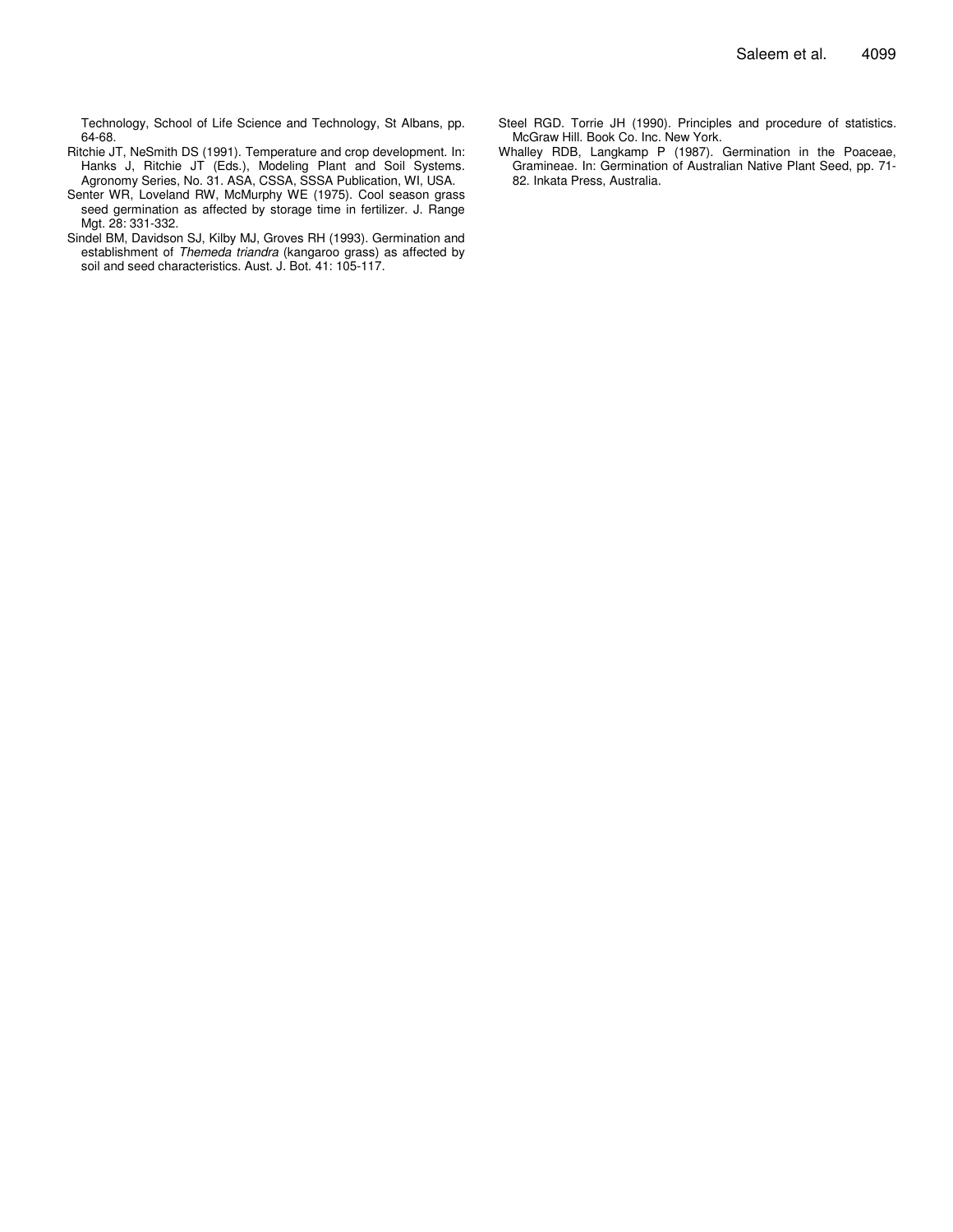Technology, School of Life Science and Technology, St Albans, pp. 64-68.

Ritchie JT, NeSmith DS (1991). Temperature and crop development. In: Hanks J, Ritchie JT (Eds.), Modeling Plant and Soil Systems. Agronomy Series, No. 31. ASA, CSSA, SSSA Publication, WI, USA.

Senter WR, Loveland RW, McMurphy WE (1975). Cool season grass seed germination as affected by storage time in fertilizer. J. Range Mgt. 28: 331-332.

Sindel BM, Davidson SJ, Kilby MJ, Groves RH (1993). Germination and establishment of *Themeda triandra* (kangaroo grass) as affected by soil and seed characteristics. Aust. J. Bot. 41: 105-117.

Steel RGD. Torrie JH (1990). Principles and procedure of statistics. McGraw Hill. Book Co. Inc. New York.

Whalley RDB, Langkamp P (1987). Germination in the Poaceae, Gramineae. In: Germination of Australian Native Plant Seed, pp. 71-82. Inkata Press, Australia.